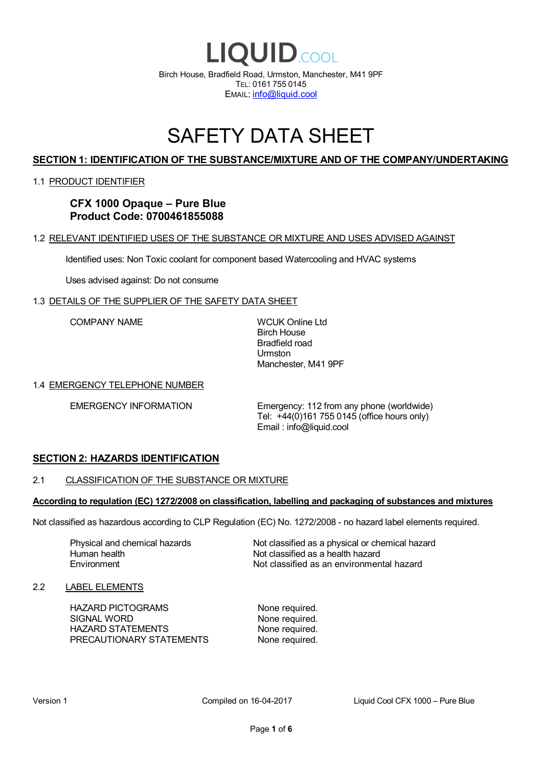# LIQUID.COOL

Birch House, Bradfield Road, Urmston, Manchester, M41 9PF
TEL: 0161 755 0145
EMAIL: info@liquid.cool

# SAFETY DATA SHEET

## SECTION 1: IDENTIFICATION OF THE SUBSTANCE/MIXTURE AND OF THE COMPANY/UNDERTAKING

### 1.1 PRODUCT IDENTIFIER

**CFX 1000 Opaque – Pure Blue**
**Product Code: 0700461855088**

### 1.2 RELEVANT IDENTIFIED USES OF THE SUBSTANCE OR MIXTURE AND USES ADVISED AGAINST

Identified uses: Non Toxic coolant for component based Watercooling and HVAC systems

Uses advised against: Do not consume

### 1.3 DETAILS OF THE SUPPLIER OF THE SAFETY DATA SHEET

| COMPANY NAME | WCUK Online Ltd<br>Birch House<br>Bradfield road<br>Urmston<br>Manchester, M41 9PF |
|---|---|

### 1.4 EMERGENCY TELEPHONE NUMBER

| EMERGENCY INFORMATION | Emergency: 112 from any phone (worldwide)<br>Tel: +44(0)161 755 0145 (office hours only)<br>Email : info@liquid.cool |
|---|---|

## SECTION 2: HAZARDS IDENTIFICATION

### 2.1 CLASSIFICATION OF THE SUBSTANCE OR MIXTURE

**According to regulation (EC) 1272/2008 on classification, labelling and packaging of substances and mixtures**

Not classified as hazardous according to CLP Regulation (EC) No. 1272/2008 - no hazard label elements required.

| Physical and chemical hazards | Not classified as a physical or chemical hazard |
|---|---|
| Human health | Not classified as a health hazard |
| Environment | Not classified as an environmental hazard |

### 2.2 LABEL ELEMENTS

| HAZARD PICTOGRAMS | None required. |
|---|---|
| SIGNAL WORD | None required. |
| HAZARD STATEMENTS | None required. |
| PRECAUTIONARY STATEMENTS | None required. |

Version 1 Compiled on 16-04-2017 Liquid Cool CFX 1000 – Pure Blue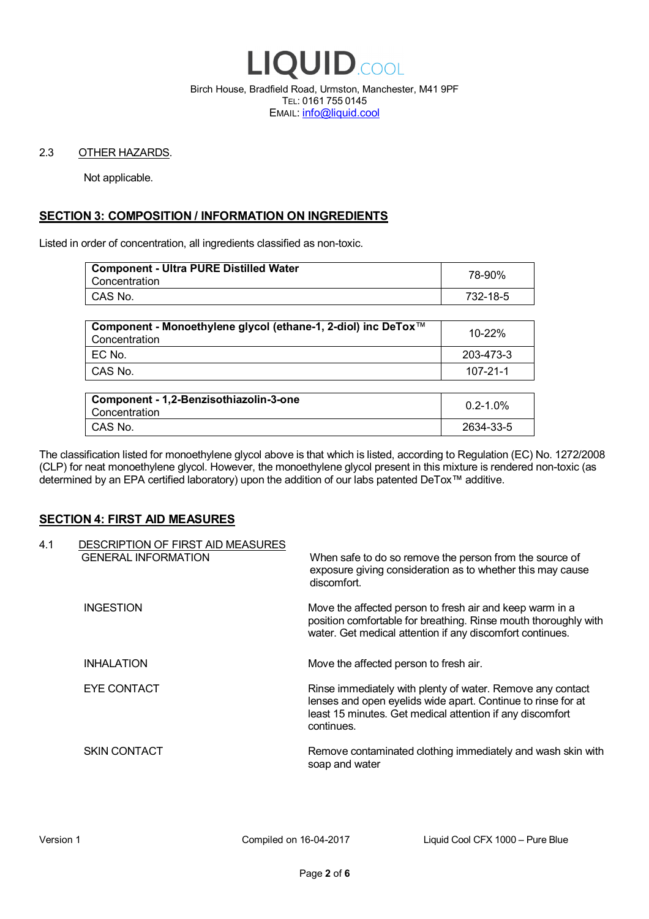2.3 OTHER HAZARDS.

Not applicable.

## SECTION 3: COMPOSITION / INFORMATION ON INGREDIENTS

Listed in order of concentration, all ingredients classified as non-toxic.

| **Component - Ultra PURE Distilled Water**<br>Concentration | 78-90% |
|---|---|
| CAS No. | 732-18-5 |

| **Component - Monoethylene glycol (ethane-1, 2-diol) inc DeTox™**<br>Concentration | 10-22% |
|---|---|
| EC No. | 203-473-3 |
| CAS No. | 107-21-1 |

| **Component - 1,2-Benzisothiazolin-3-one**<br>Concentration | 0.2-1.0% |
|---|---|
| CAS No. | 2634-33-5 |

The classification listed for monoethylene glycol above is that which is listed, according to Regulation (EC) No. 1272/2008 (CLP) for neat monoethylene glycol. However, the monoethylene glycol present in this mixture is rendered non-toxic (as determined by an EPA certified laboratory) upon the addition of our labs patented DeTox™ additive.

## SECTION 4: FIRST AID MEASURES

4.1 DESCRIPTION OF FIRST AID MEASURES

GENERAL INFORMATION — When safe to do so remove the person from the source of exposure giving consideration as to whether this may cause discomfort.

INGESTION — Move the affected person to fresh air and keep warm in a position comfortable for breathing. Rinse mouth thoroughly with water. Get medical attention if any discomfort continues.

INHALATION — Move the affected person to fresh air.

EYE CONTACT — Rinse immediately with plenty of water. Remove any contact lenses and open eyelids wide apart. Continue to rinse for at least 15 minutes. Get medical attention if any discomfort continues.

SKIN CONTACT — Remove contaminated clothing immediately and wash skin with soap and water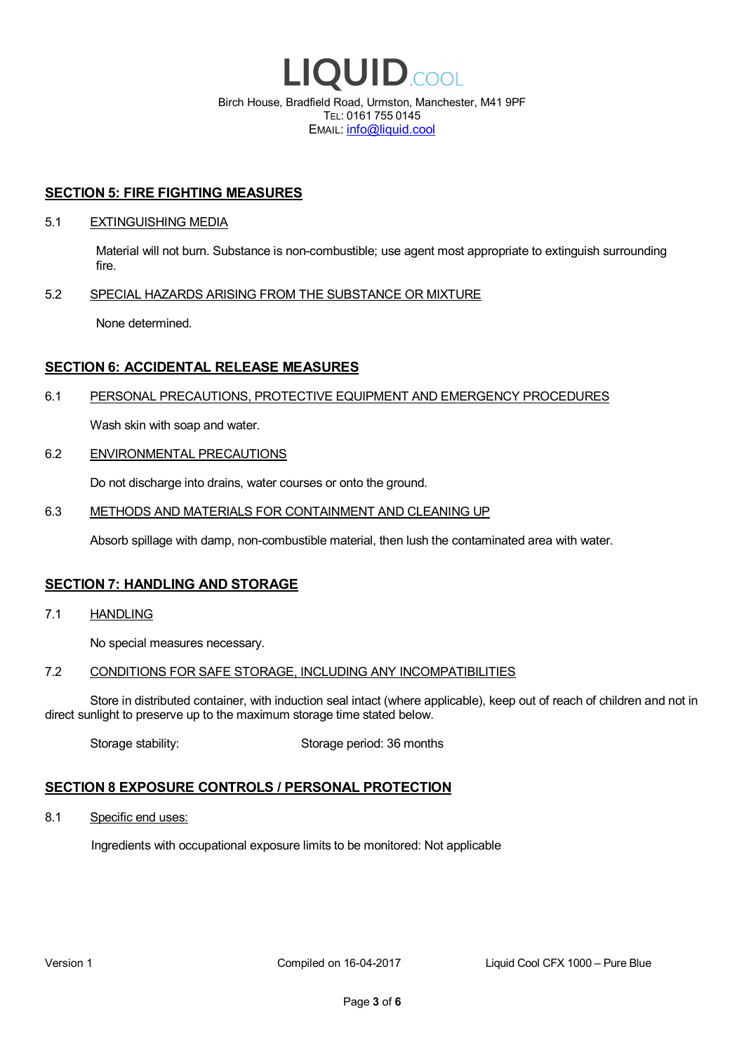## SECTION 5: FIRE FIGHTING MEASURES

### 5.1 EXTINGUISHING MEDIA

Material will not burn. Substance is non-combustible; use agent most appropriate to extinguish surrounding fire.

### 5.2 SPECIAL HAZARDS ARISING FROM THE SUBSTANCE OR MIXTURE

None determined.

## SECTION 6: ACCIDENTAL RELEASE MEASURES

### 6.1 PERSONAL PRECAUTIONS, PROTECTIVE EQUIPMENT AND EMERGENCY PROCEDURES

Wash skin with soap and water.

### 6.2 ENVIRONMENTAL PRECAUTIONS

Do not discharge into drains, water courses or onto the ground.

### 6.3 METHODS AND MATERIALS FOR CONTAINMENT AND CLEANING UP

Absorb spillage with damp, non-combustible material, then lush the contaminated area with water.

## SECTION 7: HANDLING AND STORAGE

### 7.1 HANDLING

No special measures necessary.

### 7.2 CONDITIONS FOR SAFE STORAGE, INCLUDING ANY INCOMPATIBILITIES

Store in distributed container, with induction seal intact (where applicable), keep out of reach of children and not in direct sunlight to preserve up to the maximum storage time stated below.

Storage stability: Storage period: 36 months

## SECTION 8 EXPOSURE CONTROLS / PERSONAL PROTECTION

### 8.1 Specific end uses:

Ingredients with occupational exposure limits to be monitored: Not applicable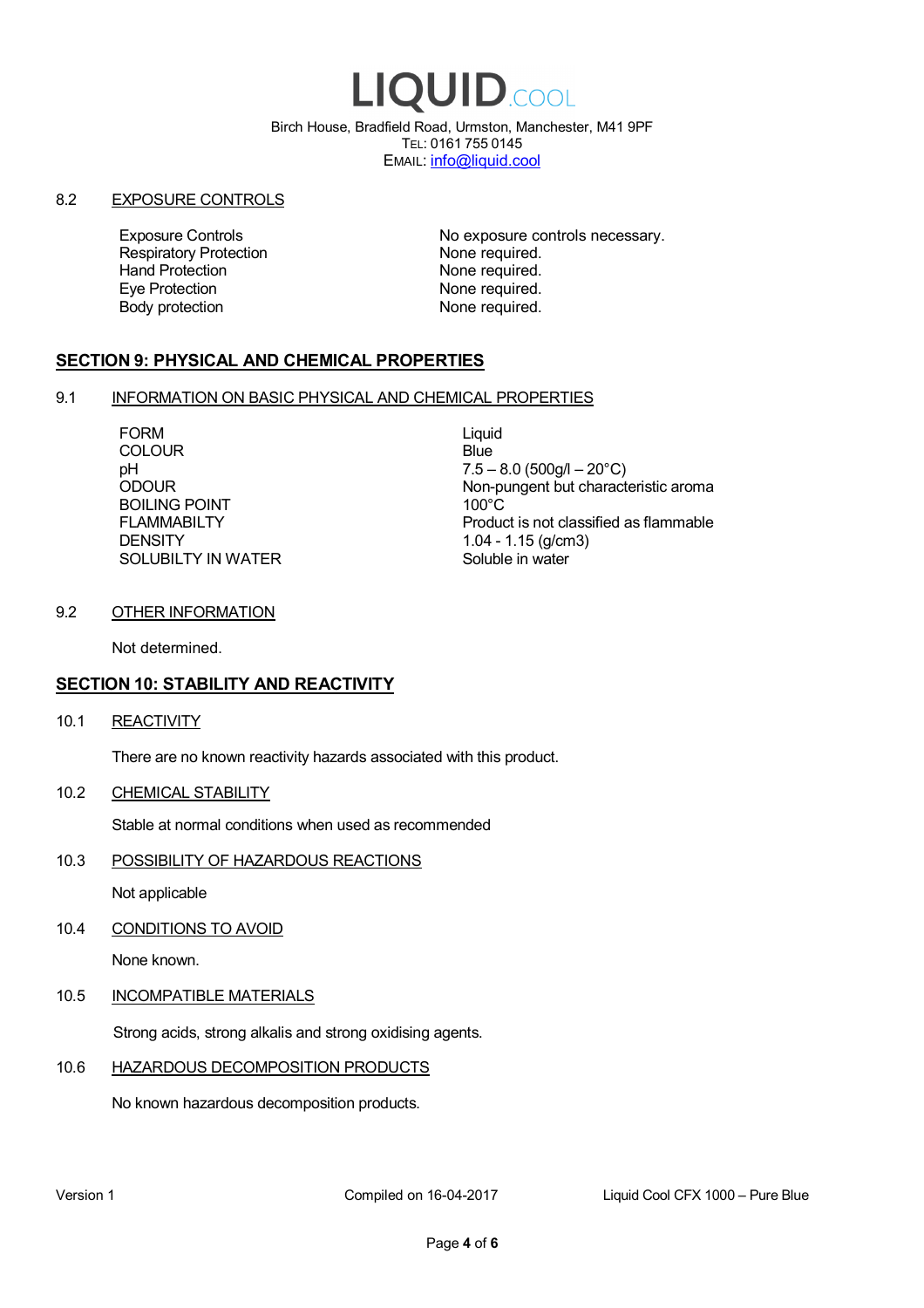LIQUID.COOL

Birch House, Bradfield Road, Urmston, Manchester, M41 9PF
TEL: 0161 755 0145
EMAIL: info@liquid.cool

8.2 EXPOSURE CONTROLS

| | |
|---|---|
| Exposure Controls | No exposure controls necessary. |
| Respiratory Protection | None required. |
| Hand Protection | None required. |
| Eye Protection | None required. |
| Body protection | None required. |

## SECTION 9: PHYSICAL AND CHEMICAL PROPERTIES

9.1 INFORMATION ON BASIC PHYSICAL AND CHEMICAL PROPERTIES

| | |
|---|---|
| FORM | Liquid |
| COLOUR | Blue |
| pH | 7.5 – 8.0 (500g/l – 20°C) |
| ODOUR | Non-pungent but characteristic aroma |
| BOILING POINT | 100°C |
| FLAMMABILTY | Product is not classified as flammable |
| DENSITY | 1.04 - 1.15 (g/cm3) |
| SOLUBILTY IN WATER | Soluble in water |

9.2 OTHER INFORMATION

Not determined.

## SECTION 10: STABILITY AND REACTIVITY

10.1 REACTIVITY

There are no known reactivity hazards associated with this product.

10.2 CHEMICAL STABILITY

Stable at normal conditions when used as recommended

10.3 POSSIBILITY OF HAZARDOUS REACTIONS

Not applicable

10.4 CONDITIONS TO AVOID

None known.

10.5 INCOMPATIBLE MATERIALS

Strong acids, strong alkalis and strong oxidising agents.

10.6 HAZARDOUS DECOMPOSITION PRODUCTS

No known hazardous decomposition products.

Version 1 | Compiled on 16-04-2017 | Liquid Cool CFX 1000 – Pure Blue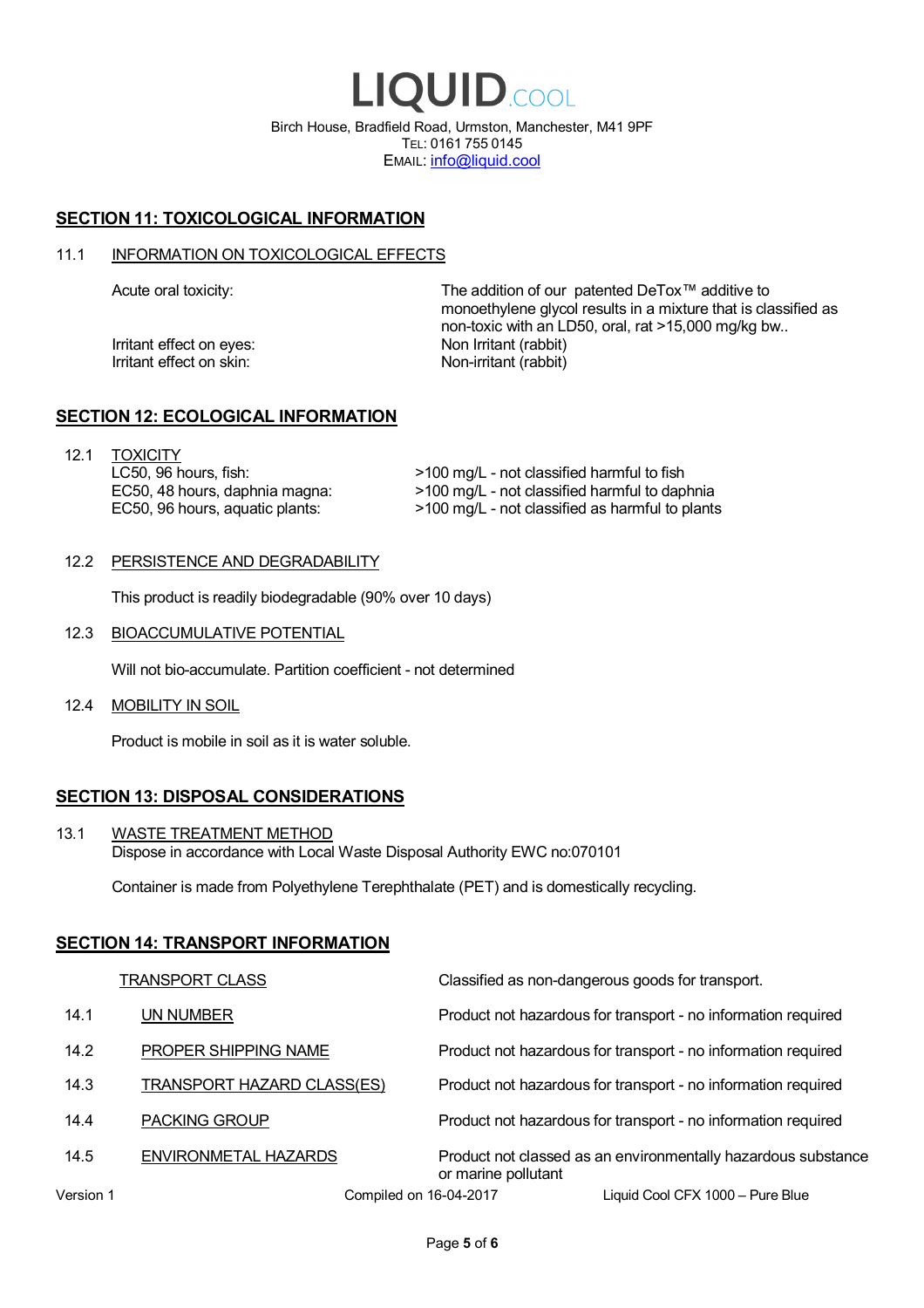## SECTION 11: TOXICOLOGICAL INFORMATION

### 11.1 INFORMATION ON TOXICOLOGICAL EFFECTS

| | |
|---|---|
| Acute oral toxicity: | The addition of our patented DeTox™ additive to monoethylene glycol results in a mixture that is classified as non-toxic with an LD50, oral, rat >15,000 mg/kg bw.. |
| Irritant effect on eyes: | Non Irritant (rabbit) |
| Irritant effect on skin: | Non-irritant (rabbit) |

## SECTION 12: ECOLOGICAL INFORMATION

### 12.1 TOXICITY

| | |
|---|---|
| LC50, 96 hours, fish: | >100 mg/L - not classified harmful to fish |
| EC50, 48 hours, daphnia magna: | >100 mg/L - not classified harmful to daphnia |
| EC50, 96 hours, aquatic plants: | >100 mg/L - not classified as harmful to plants |

### 12.2 PERSISTENCE AND DEGRADABILITY

This product is readily biodegradable (90% over 10 days)

### 12.3 BIOACCUMULATIVE POTENTIAL

Will not bio-accumulate. Partition coefficient - not determined

### 12.4 MOBILITY IN SOIL

Product is mobile in soil as it is water soluble.

## SECTION 13: DISPOSAL CONSIDERATIONS

### 13.1 WASTE TREATMENT METHOD

Dispose in accordance with Local Waste Disposal Authority EWC no:070101

Container is made from Polyethylene Terephthalate (PET) and is domestically recycling.

## SECTION 14: TRANSPORT INFORMATION

| | | |
|---|---|---|
| | TRANSPORT CLASS | Classified as non-dangerous goods for transport. |
| 14.1 | UN NUMBER | Product not hazardous for transport - no information required |
| 14.2 | PROPER SHIPPING NAME | Product not hazardous for transport - no information required |
| 14.3 | TRANSPORT HAZARD CLASS(ES) | Product not hazardous for transport - no information required |
| 14.4 | PACKING GROUP | Product not hazardous for transport - no information required |
| 14.5 | ENVIRONMETAL HAZARDS | Product not classed as an environmentally hazardous substance or marine pollutant |

Version 1 — Compiled on 16-04-2017 — Liquid Cool CFX 1000 – Pure Blue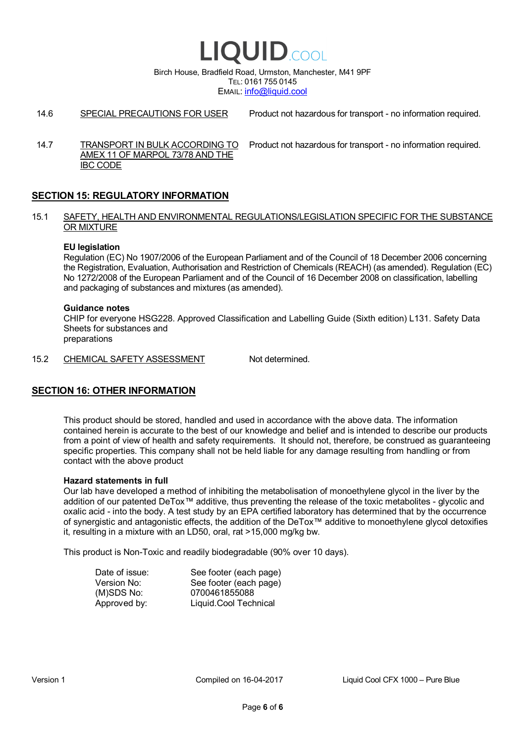| | | |
|---|---|---|
| 14.6 | SPECIAL PRECAUTIONS FOR USER | Product not hazardous for transport - no information required. |
| 14.7 | TRANSPORT IN BULK ACCORDING TO AMEX 11 OF MARPOL 73/78 AND THE IBC CODE | Product not hazardous for transport - no information required. |

## SECTION 15: REGULATORY INFORMATION

15.1 SAFETY, HEALTH AND ENVIRONMENTAL REGULATIONS/LEGISLATION SPECIFIC FOR THE SUBSTANCE OR MIXTURE

**EU legislation**
Regulation (EC) No 1907/2006 of the European Parliament and of the Council of 18 December 2006 concerning the Registration, Evaluation, Authorisation and Restriction of Chemicals (REACH) (as amended). Regulation (EC) No 1272/2008 of the European Parliament and of the Council of 16 December 2008 on classification, labelling and packaging of substances and mixtures (as amended).

**Guidance notes**
CHIP for everyone HSG228. Approved Classification and Labelling Guide (Sixth edition) L131. Safety Data Sheets for substances and preparations

15.2 CHEMICAL SAFETY ASSESSMENT — Not determined.

## SECTION 16: OTHER INFORMATION

This product should be stored, handled and used in accordance with the above data. The information contained herein is accurate to the best of our knowledge and belief and is intended to describe our products from a point of view of health and safety requirements. It should not, therefore, be construed as guaranteeing specific properties. This company shall not be held liable for any damage resulting from handling or from contact with the above product

**Hazard statements in full**
Our lab have developed a method of inhibiting the metabolisation of monoethylene glycol in the liver by the addition of our patented DeTox™ additive, thus preventing the release of the toxic metabolites - glycolic and oxalic acid - into the body. A test study by an EPA certified laboratory has determined that by the occurrence of synergistic and antagonistic effects, the addition of the DeTox™ additive to monoethylene glycol detoxifies it, resulting in a mixture with an LD50, oral, rat >15,000 mg/kg bw.

This product is Non-Toxic and readily biodegradable (90% over 10 days).

| | |
|---|---|
| Date of issue: | See footer (each page) |
| Version No: | See footer (each page) |
| (M)SDS No: | 0700461855088 |
| Approved by: | Liquid.Cool Technical |